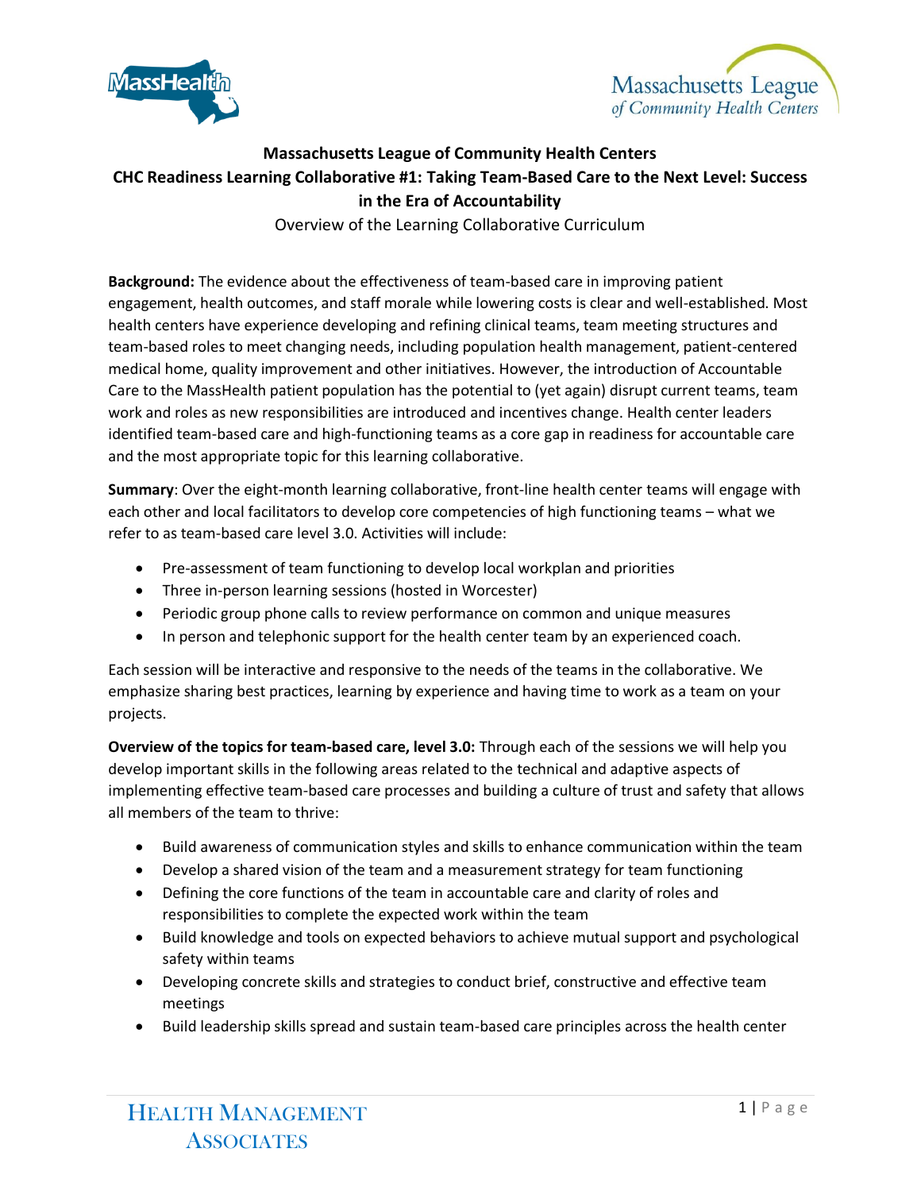# Massachusetts League of Community Health Centers

## CHC Readiness Learning Collaborative #1: Taking Team-Based Care to the Next Level: Success in the Era of Accountability

Overview of the Learning Collaborative Curriculum

**Background:** The evidence about the effectiveness of team-based care in improving patient engagement, health outcomes, and staff morale while lowering costs is clear and well-established. Most health centers have experience developing and refining clinical teams, team meeting structures and team-based roles to meet changing needs, including population health management, patient-centered medical home, quality improvement and other initiatives. However, the introduction of Accountable Care to the MassHealth patient population has the potential to (yet again) disrupt current teams, team work and roles as new responsibilities are introduced and incentives change. Health center leaders identified team-based care and high-functioning teams as a core gap in readiness for accountable care and the most appropriate topic for this learning collaborative.

**Summary**: Over the eight-month learning collaborative, front-line health center teams will engage with each other and local facilitators to develop core competencies of high functioning teams – what we refer to as team-based care level 3.0. Activities will include:

- Pre-assessment of team functioning to develop local workplan and priorities
- Three in-person learning sessions (hosted in Worcester)
- Periodic group phone calls to review performance on common and unique measures
- In person and telephonic support for the health center team by an experienced coach.

Each session will be interactive and responsive to the needs of the teams in the collaborative. We emphasize sharing best practices, learning by experience and having time to work as a team on your projects.

**Overview of the topics for team-based care, level 3.0:** Through each of the sessions we will help you develop important skills in the following areas related to the technical and adaptive aspects of implementing effective team-based care processes and building a culture of trust and safety that allows all members of the team to thrive:

- Build awareness of communication styles and skills to enhance communication within the team
- Develop a shared vision of the team and a measurement strategy for team functioning
- Defining the core functions of the team in accountable care and clarity of roles and responsibilities to complete the expected work within the team
- Build knowledge and tools on expected behaviors to achieve mutual support and psychological safety within teams
- Developing concrete skills and strategies to conduct brief, constructive and effective team meetings
- Build leadership skills spread and sustain team-based care principles across the health center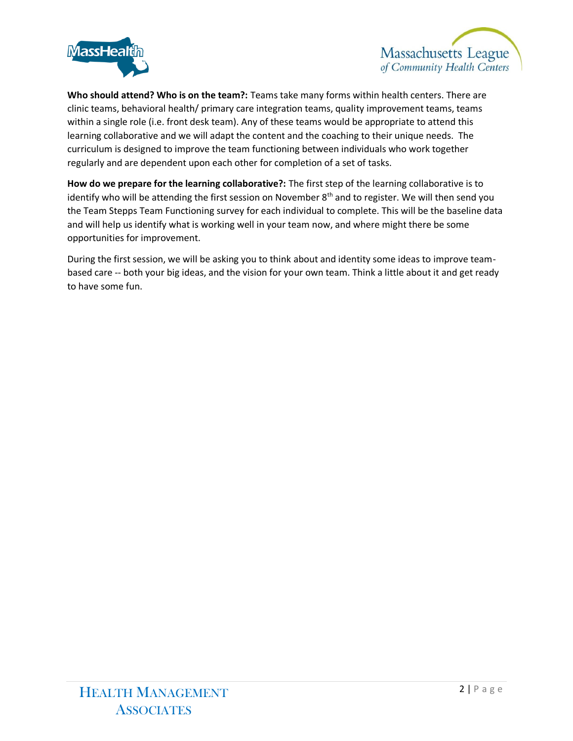**Who should attend? Who is on the team?:** Teams take many forms within health centers. There are clinic teams, behavioral health/ primary care integration teams, quality improvement teams, teams within a single role (i.e. front desk team). Any of these teams would be appropriate to attend this learning collaborative and we will adapt the content and the coaching to their unique needs. The curriculum is designed to improve the team functioning between individuals who work together regularly and are dependent upon each other for completion of a set of tasks.

**How do we prepare for the learning collaborative?:** The first step of the learning collaborative is to identify who will be attending the first session on November 8th and to register. We will then send you the Team Stepps Team Functioning survey for each individual to complete. This will be the baseline data and will help us identify what is working well in your team now, and where might there be some opportunities for improvement.

During the first session, we will be asking you to think about and identity some ideas to improve team-based care -- both your big ideas, and the vision for your own team. Think a little about it and get ready to have some fun.